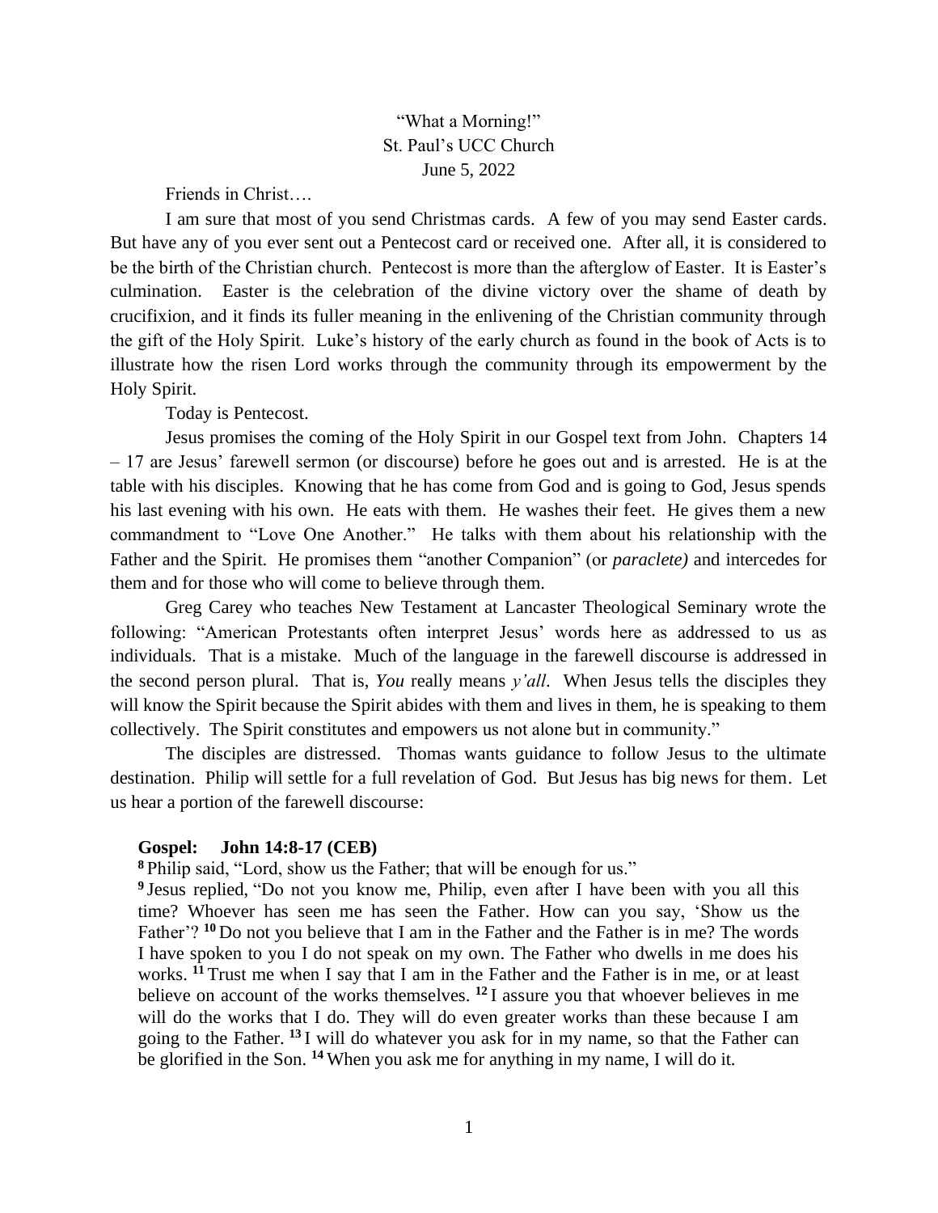"What a Morning!"
St. Paul's UCC Church
June 5, 2022

Friends in Christ….

I am sure that most of you send Christmas cards. A few of you may send Easter cards. But have any of you ever sent out a Pentecost card or received one. After all, it is considered to be the birth of the Christian church. Pentecost is more than the afterglow of Easter. It is Easter's culmination. Easter is the celebration of the divine victory over the shame of death by crucifixion, and it finds its fuller meaning in the enlivening of the Christian community through the gift of the Holy Spirit. Luke's history of the early church as found in the book of Acts is to illustrate how the risen Lord works through the community through its empowerment by the Holy Spirit.

Today is Pentecost.

Jesus promises the coming of the Holy Spirit in our Gospel text from John. Chapters 14 – 17 are Jesus' farewell sermon (or discourse) before he goes out and is arrested. He is at the table with his disciples. Knowing that he has come from God and is going to God, Jesus spends his last evening with his own. He eats with them. He washes their feet. He gives them a new commandment to "Love One Another." He talks with them about his relationship with the Father and the Spirit. He promises them "another Companion" (or *paraclete)* and intercedes for them and for those who will come to believe through them.

Greg Carey who teaches New Testament at Lancaster Theological Seminary wrote the following: "American Protestants often interpret Jesus' words here as addressed to us as individuals. That is a mistake. Much of the language in the farewell discourse is addressed in the second person plural. That is, *You* really means *y'all*. When Jesus tells the disciples they will know the Spirit because the Spirit abides with them and lives in them, he is speaking to them collectively. The Spirit constitutes and empowers us not alone but in community."

The disciples are distressed. Thomas wants guidance to follow Jesus to the ultimate destination. Philip will settle for a full revelation of God. But Jesus has big news for them. Let us hear a portion of the farewell discourse:

**Gospel: John 14:8-17 (CEB)**

**8** Philip said, "Lord, show us the Father; that will be enough for us."

**9** Jesus replied, "Do not you know me, Philip, even after I have been with you all this time? Whoever has seen me has seen the Father. How can you say, 'Show us the Father'? **10** Do not you believe that I am in the Father and the Father is in me? The words I have spoken to you I do not speak on my own. The Father who dwells in me does his works. **11** Trust me when I say that I am in the Father and the Father is in me, or at least believe on account of the works themselves. **12** I assure you that whoever believes in me will do the works that I do. They will do even greater works than these because I am going to the Father. **13** I will do whatever you ask for in my name, so that the Father can be glorified in the Son. **14** When you ask me for anything in my name, I will do it.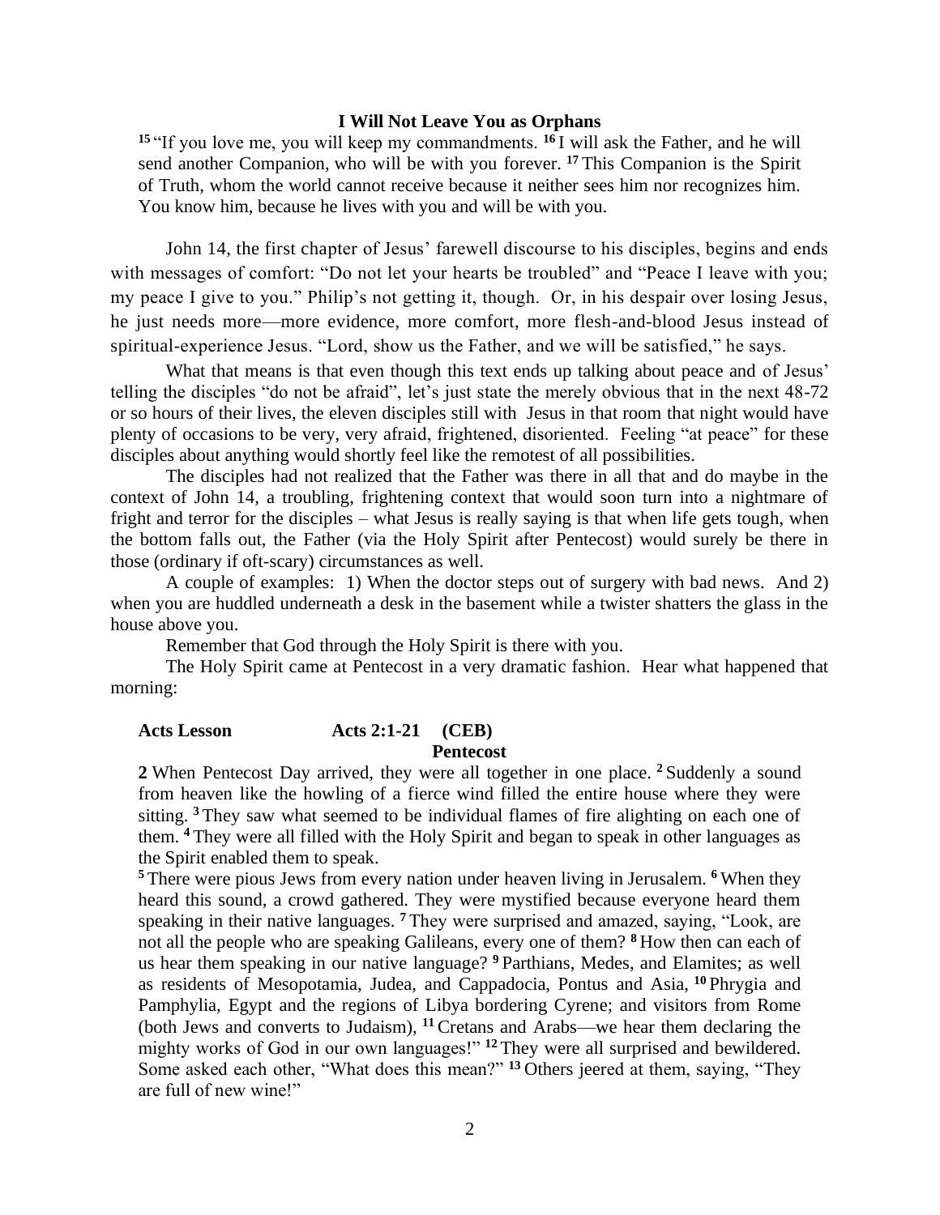**I Will Not Leave You as Orphans**

[15] "If you love me, you will keep my commandments. [16] I will ask the Father, and he will send another Companion, who will be with you forever. [17] This Companion is the Spirit of Truth, whom the world cannot receive because it neither sees him nor recognizes him. You know him, because he lives with you and will be with you.

John 14, the first chapter of Jesus' farewell discourse to his disciples, begins and ends with messages of comfort: "Do not let your hearts be troubled" and "Peace I leave with you; my peace I give to you." Philip's not getting it, though. Or, in his despair over losing Jesus, he just needs more—more evidence, more comfort, more flesh-and-blood Jesus instead of spiritual-experience Jesus. "Lord, show us the Father, and we will be satisfied," he says.

What that means is that even though this text ends up talking about peace and of Jesus' telling the disciples "do not be afraid", let's just state the merely obvious that in the next 48-72 or so hours of their lives, the eleven disciples still with Jesus in that room that night would have plenty of occasions to be very, very afraid, frightened, disoriented. Feeling "at peace" for these disciples about anything would shortly feel like the remotest of all possibilities.

The disciples had not realized that the Father was there in all that and do maybe in the context of John 14, a troubling, frightening context that would soon turn into a nightmare of fright and terror for the disciples – what Jesus is really saying is that when life gets tough, when the bottom falls out, the Father (via the Holy Spirit after Pentecost) would surely be there in those (ordinary if oft-scary) circumstances as well.

A couple of examples: 1) When the doctor steps out of surgery with bad news. And 2) when you are huddled underneath a desk in the basement while a twister shatters the glass in the house above you.

Remember that God through the Holy Spirit is there with you.

The Holy Spirit came at Pentecost in a very dramatic fashion. Hear what happened that morning:

**Acts Lesson** **Acts 2:1-21 (CEB)**

**Pentecost**

**2** When Pentecost Day arrived, they were all together in one place. [2] Suddenly a sound from heaven like the howling of a fierce wind filled the entire house where they were sitting. [3] They saw what seemed to be individual flames of fire alighting on each one of them. [4] They were all filled with the Holy Spirit and began to speak in other languages as the Spirit enabled them to speak.

[5] There were pious Jews from every nation under heaven living in Jerusalem. [6] When they heard this sound, a crowd gathered. They were mystified because everyone heard them speaking in their native languages. [7] They were surprised and amazed, saying, "Look, are not all the people who are speaking Galileans, every one of them? [8] How then can each of us hear them speaking in our native language? [9] Parthians, Medes, and Elamites; as well as residents of Mesopotamia, Judea, and Cappadocia, Pontus and Asia, [10] Phrygia and Pamphylia, Egypt and the regions of Libya bordering Cyrene; and visitors from Rome (both Jews and converts to Judaism), [11] Cretans and Arabs—we hear them declaring the mighty works of God in our own languages!" [12] They were all surprised and bewildered. Some asked each other, "What does this mean?" [13] Others jeered at them, saying, "They are full of new wine!"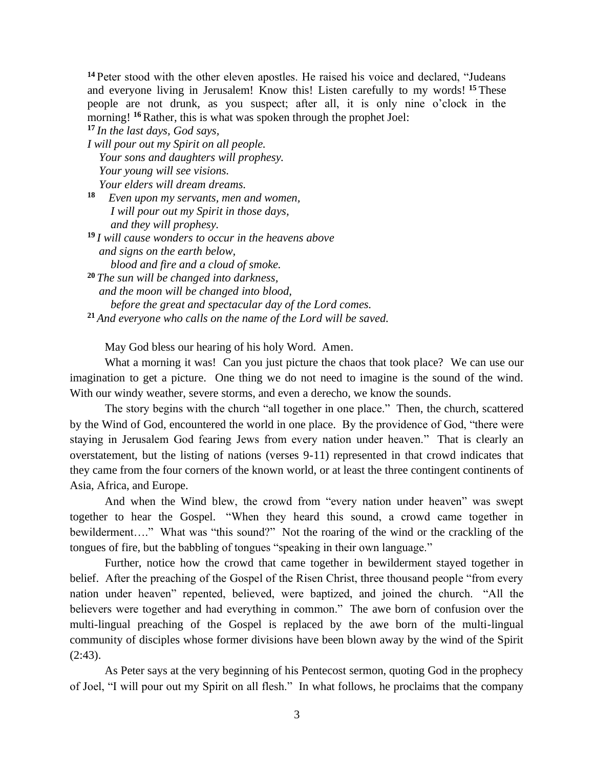[14] Peter stood with the other eleven apostles. He raised his voice and declared, "Judeans and everyone living in Jerusalem! Know this! Listen carefully to my words! [15] These people are not drunk, as you suspect; after all, it is only nine o'clock in the morning! [16] Rather, this is what was spoken through the prophet Joel:

[17] *In the last days, God says,*
*I will pour out my Spirit on all people.*
  *Your sons and daughters will prophesy.*
  *Your young will see visions.*
  *Your elders will dream dreams.*
[18]   *Even upon my servants, men and women,*
   *I will pour out my Spirit in those days,*
   *and they will prophesy.*
[19] *I will cause wonders to occur in the heavens above*
  *and signs on the earth below,*
   *blood and fire and a cloud of smoke.*
[20] *The sun will be changed into darkness,*
  *and the moon will be changed into blood,*
   *before the great and spectacular day of the Lord comes.*
[21] *And everyone who calls on the name of the Lord will be saved.*

May God bless our hearing of his holy Word. Amen.

What a morning it was! Can you just picture the chaos that took place? We can use our imagination to get a picture. One thing we do not need to imagine is the sound of the wind. With our windy weather, severe storms, and even a derecho, we know the sounds.

The story begins with the church "all together in one place." Then, the church, scattered by the Wind of God, encountered the world in one place. By the providence of God, "there were staying in Jerusalem God fearing Jews from every nation under heaven." That is clearly an overstatement, but the listing of nations (verses 9-11) represented in that crowd indicates that they came from the four corners of the known world, or at least the three contingent continents of Asia, Africa, and Europe.

And when the Wind blew, the crowd from "every nation under heaven" was swept together to hear the Gospel. "When they heard this sound, a crowd came together in bewilderment…." What was "this sound?" Not the roaring of the wind or the crackling of the tongues of fire, but the babbling of tongues "speaking in their own language."

Further, notice how the crowd that came together in bewilderment stayed together in belief. After the preaching of the Gospel of the Risen Christ, three thousand people "from every nation under heaven" repented, believed, were baptized, and joined the church. "All the believers were together and had everything in common." The awe born of confusion over the multi-lingual preaching of the Gospel is replaced by the awe born of the multi-lingual community of disciples whose former divisions have been blown away by the wind of the Spirit (2:43).

As Peter says at the very beginning of his Pentecost sermon, quoting God in the prophecy of Joel, "I will pour out my Spirit on all flesh." In what follows, he proclaims that the company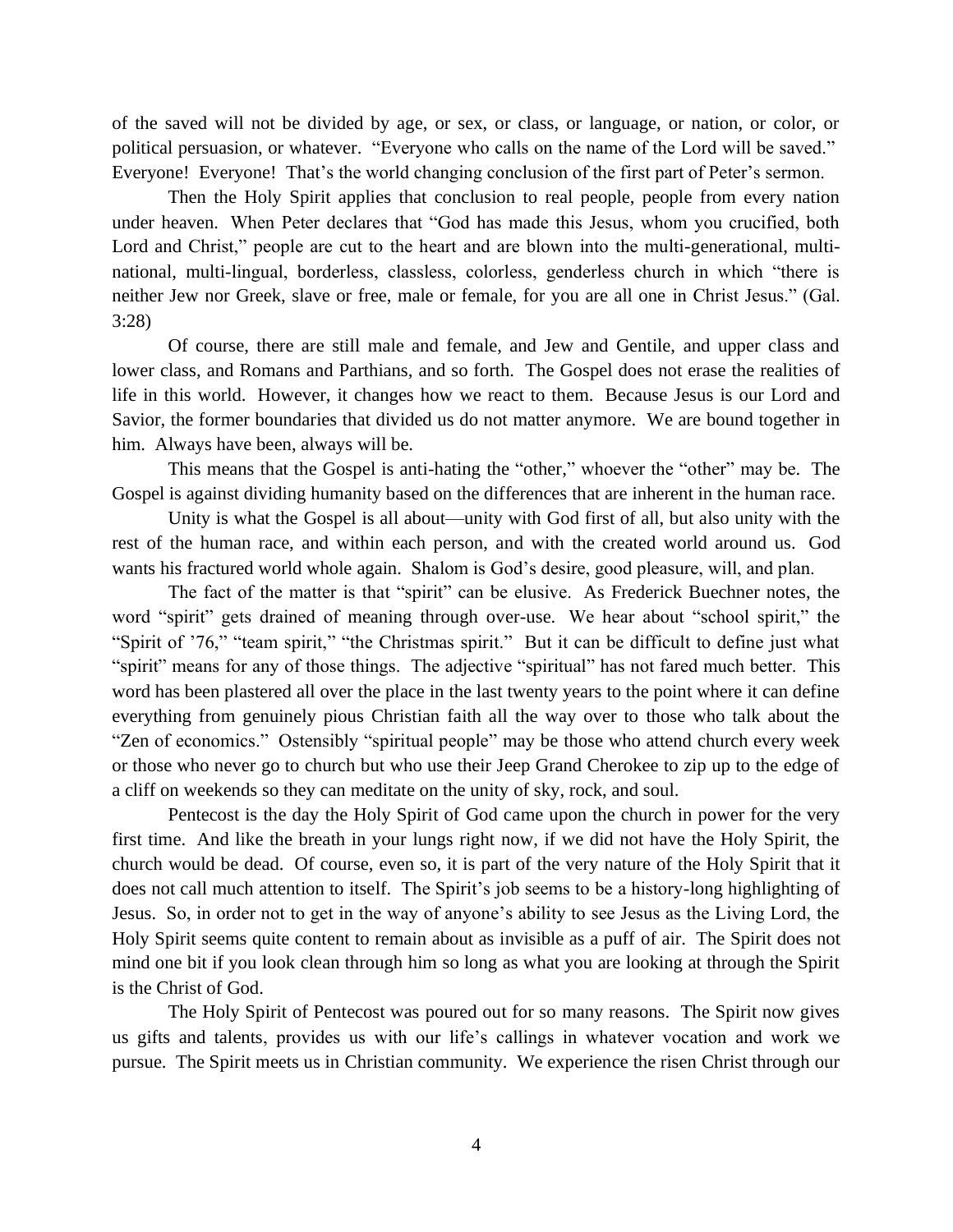of the saved will not be divided by age, or sex, or class, or language, or nation, or color, or political persuasion, or whatever. "Everyone who calls on the name of the Lord will be saved." Everyone! Everyone! That's the world changing conclusion of the first part of Peter's sermon.

Then the Holy Spirit applies that conclusion to real people, people from every nation under heaven. When Peter declares that "God has made this Jesus, whom you crucified, both Lord and Christ," people are cut to the heart and are blown into the multi-generational, multi-national, multi-lingual, borderless, classless, colorless, genderless church in which "there is neither Jew nor Greek, slave or free, male or female, for you are all one in Christ Jesus." (Gal. 3:28)

Of course, there are still male and female, and Jew and Gentile, and upper class and lower class, and Romans and Parthians, and so forth. The Gospel does not erase the realities of life in this world. However, it changes how we react to them. Because Jesus is our Lord and Savior, the former boundaries that divided us do not matter anymore. We are bound together in him. Always have been, always will be.

This means that the Gospel is anti-hating the "other," whoever the "other" may be. The Gospel is against dividing humanity based on the differences that are inherent in the human race.

Unity is what the Gospel is all about—unity with God first of all, but also unity with the rest of the human race, and within each person, and with the created world around us. God wants his fractured world whole again. Shalom is God's desire, good pleasure, will, and plan.

The fact of the matter is that "spirit" can be elusive. As Frederick Buechner notes, the word "spirit" gets drained of meaning through over-use. We hear about "school spirit," the "Spirit of '76," "team spirit," "the Christmas spirit." But it can be difficult to define just what "spirit" means for any of those things. The adjective "spiritual" has not fared much better. This word has been plastered all over the place in the last twenty years to the point where it can define everything from genuinely pious Christian faith all the way over to those who talk about the "Zen of economics." Ostensibly "spiritual people" may be those who attend church every week or those who never go to church but who use their Jeep Grand Cherokee to zip up to the edge of a cliff on weekends so they can meditate on the unity of sky, rock, and soul.

Pentecost is the day the Holy Spirit of God came upon the church in power for the very first time. And like the breath in your lungs right now, if we did not have the Holy Spirit, the church would be dead. Of course, even so, it is part of the very nature of the Holy Spirit that it does not call much attention to itself. The Spirit's job seems to be a history-long highlighting of Jesus. So, in order not to get in the way of anyone's ability to see Jesus as the Living Lord, the Holy Spirit seems quite content to remain about as invisible as a puff of air. The Spirit does not mind one bit if you look clean through him so long as what you are looking at through the Spirit is the Christ of God.

The Holy Spirit of Pentecost was poured out for so many reasons. The Spirit now gives us gifts and talents, provides us with our life's callings in whatever vocation and work we pursue. The Spirit meets us in Christian community. We experience the risen Christ through our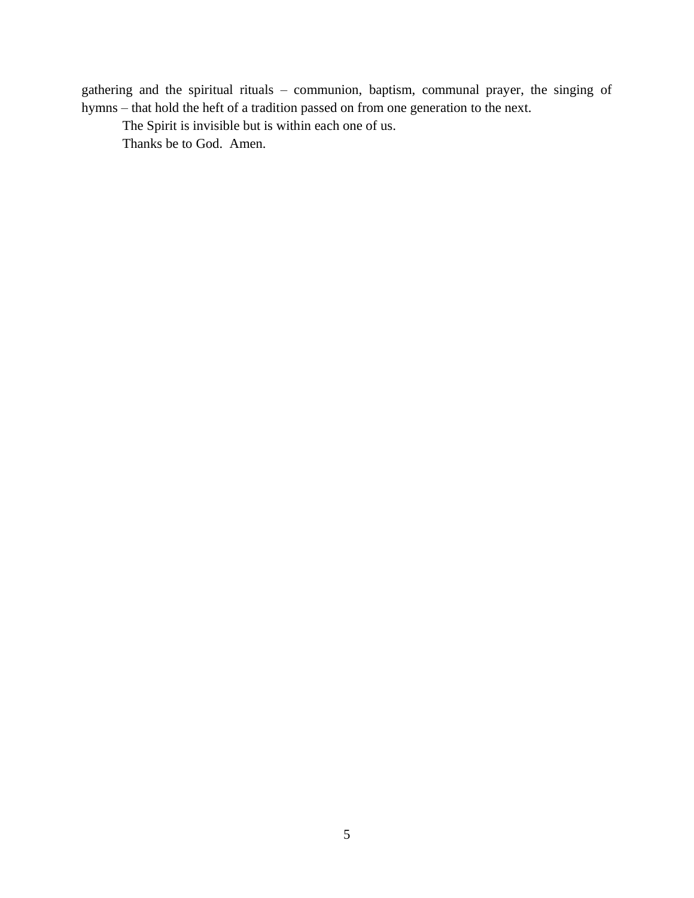gathering and the spiritual rituals – communion, baptism, communal prayer, the singing of hymns – that hold the heft of a tradition passed on from one generation to the next.

The Spirit is invisible but is within each one of us.

Thanks be to God. Amen.